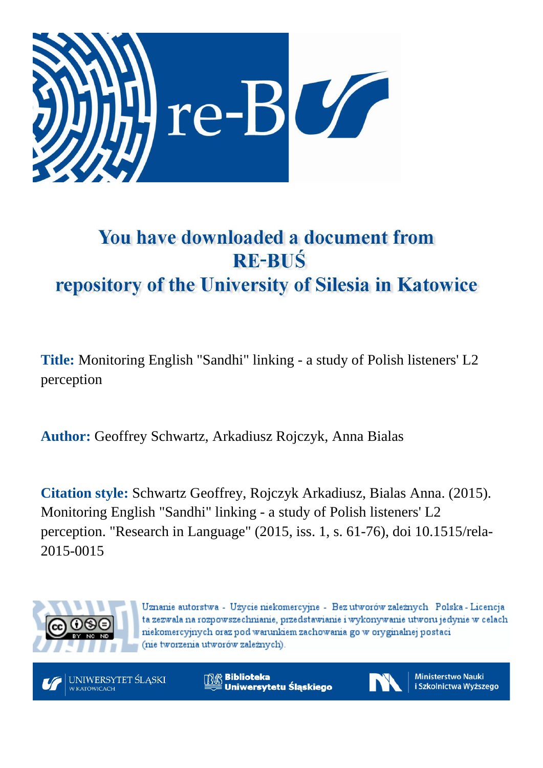# You have downloaded a document from RE-BUŚ repository of the University of Silesia in Katowice

**Title:** Monitoring English "Sandhi" linking - a study of Polish listeners' L2 perception

**Author:** Geoffrey Schwartz, Arkadiusz Rojczyk, Anna Bialas

**Citation style:** Schwartz Geoffrey, Rojczyk Arkadiusz, Bialas Anna. (2015). Monitoring English "Sandhi" linking - a study of Polish listeners' L2 perception. "Research in Language" (2015, iss. 1, s. 61-76), doi 10.1515/rela-2015-0015

Uznanie autorstwa - Użycie niekomercyjne - Bez utworów zależnych Polska - Licencja ta zezwala na rozpowszechnianie, przedstawianie i wykonywanie utworu jedynie w celach niekomercyjnych oraz pod warunkiem zachowania go w oryginalnej postaci (nie tworzenia utworów zależnych).

UNIWERSYTET ŚLĄSKI W KATOWICACH

Biblioteka Uniwersytetu Śląskiego

Ministerstwo Nauki i Szkolnictwa Wyższego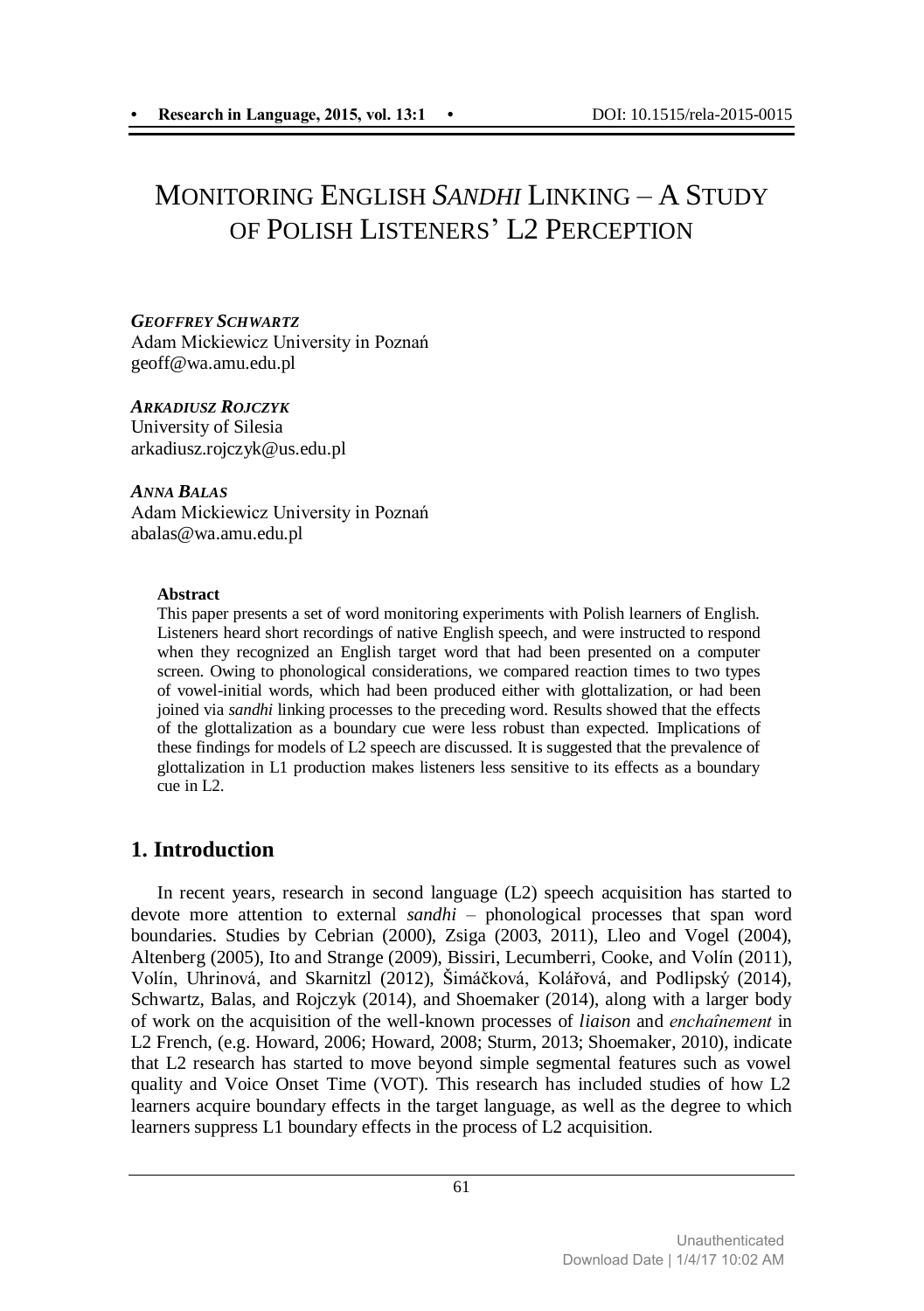# MONITORING ENGLISH *SANDHI* LINKING – A STUDY OF POLISH LISTENERS' L2 PERCEPTION

***GEOFFREY SCHWARTZ***
Adam Mickiewicz University in Poznań
geoff@wa.amu.edu.pl

***ARKADIUSZ ROJCZYK***
University of Silesia
arkadiusz.rojczyk@us.edu.pl

***ANNA BALAS***
Adam Mickiewicz University in Poznań
abalas@wa.amu.edu.pl

**Abstract**

This paper presents a set of word monitoring experiments with Polish learners of English. Listeners heard short recordings of native English speech, and were instructed to respond when they recognized an English target word that had been presented on a computer screen. Owing to phonological considerations, we compared reaction times to two types of vowel-initial words, which had been produced either with glottalization, or had been joined via *sandhi* linking processes to the preceding word. Results showed that the effects of the glottalization as a boundary cue were less robust than expected. Implications of these findings for models of L2 speech are discussed. It is suggested that the prevalence of glottalization in L1 production makes listeners less sensitive to its effects as a boundary cue in L2.

## 1. Introduction

In recent years, research in second language (L2) speech acquisition has started to devote more attention to external *sandhi* – phonological processes that span word boundaries. Studies by Cebrian (2000), Zsiga (2003, 2011), Lleo and Vogel (2004), Altenberg (2005), Ito and Strange (2009), Bissiri, Lecumberri, Cooke, and Volín (2011), Volín, Uhrinová, and Skarnitzl (2012), Šimáčková, Kolářová, and Podlipský (2014), Schwartz, Balas, and Rojczyk (2014), and Shoemaker (2014), along with a larger body of work on the acquisition of the well-known processes of *liaison* and *enchaînement* in L2 French, (e.g. Howard, 2006; Howard, 2008; Sturm, 2013; Shoemaker, 2010), indicate that L2 research has started to move beyond simple segmental features such as vowel quality and Voice Onset Time (VOT). This research has included studies of how L2 learners acquire boundary effects in the target language, as well as the degree to which learners suppress L1 boundary effects in the process of L2 acquisition.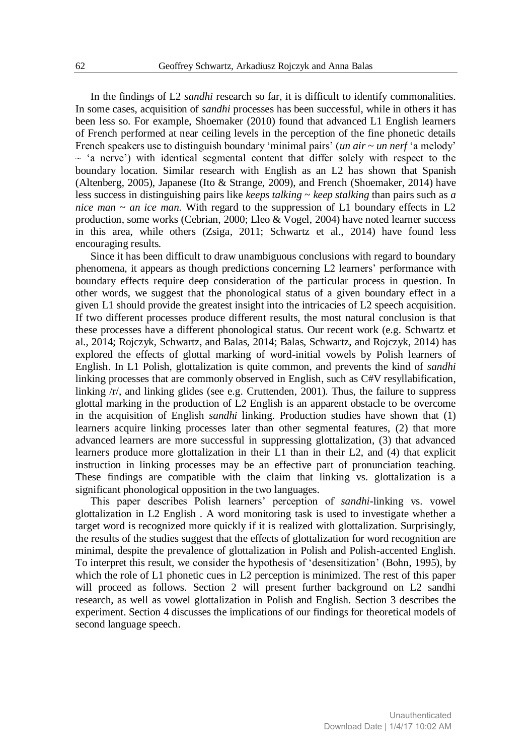In the findings of L2 *sandhi* research so far, it is difficult to identify commonalities. In some cases, acquisition of *sandhi* processes has been successful, while in others it has been less so. For example, Shoemaker (2010) found that advanced L1 English learners of French performed at near ceiling levels in the perception of the fine phonetic details French speakers use to distinguish boundary 'minimal pairs' (*un air* ~ *un nerf* 'a melody' ~ 'a nerve') with identical segmental content that differ solely with respect to the boundary location. Similar research with English as an L2 has shown that Spanish (Altenberg, 2005), Japanese (Ito & Strange, 2009), and French (Shoemaker, 2014) have less success in distinguishing pairs like *keeps talking* ~ *keep stalking* than pairs such as *a nice man* ~ *an ice man*. With regard to the suppression of L1 boundary effects in L2 production, some works (Cebrian, 2000; Lleo & Vogel, 2004) have noted learner success in this area, while others (Zsiga, 2011; Schwartz et al., 2014) have found less encouraging results.

Since it has been difficult to draw unambiguous conclusions with regard to boundary phenomena, it appears as though predictions concerning L2 learners' performance with boundary effects require deep consideration of the particular process in question. In other words, we suggest that the phonological status of a given boundary effect in a given L1 should provide the greatest insight into the intricacies of L2 speech acquisition. If two different processes produce different results, the most natural conclusion is that these processes have a different phonological status. Our recent work (e.g. Schwartz et al., 2014; Rojczyk, Schwartz, and Balas, 2014; Balas, Schwartz, and Rojczyk, 2014) has explored the effects of glottal marking of word-initial vowels by Polish learners of English. In L1 Polish, glottalization is quite common, and prevents the kind of *sandhi* linking processes that are commonly observed in English, such as C#V resyllabification, linking /r/, and linking glides (see e.g. Cruttenden, 2001). Thus, the failure to suppress glottal marking in the production of L2 English is an apparent obstacle to be overcome in the acquisition of English *sandhi* linking. Production studies have shown that (1) learners acquire linking processes later than other segmental features, (2) that more advanced learners are more successful in suppressing glottalization, (3) that advanced learners produce more glottalization in their L1 than in their L2, and (4) that explicit instruction in linking processes may be an effective part of pronunciation teaching. These findings are compatible with the claim that linking vs. glottalization is a significant phonological opposition in the two languages.

This paper describes Polish learners' perception of *sandhi*-linking vs. vowel glottalization in L2 English . A word monitoring task is used to investigate whether a target word is recognized more quickly if it is realized with glottalization. Surprisingly, the results of the studies suggest that the effects of glottalization for word recognition are minimal, despite the prevalence of glottalization in Polish and Polish-accented English. To interpret this result, we consider the hypothesis of 'desensitization' (Bohn, 1995), by which the role of L1 phonetic cues in L2 perception is minimized. The rest of this paper will proceed as follows. Section 2 will present further background on L2 sandhi research, as well as vowel glottalization in Polish and English. Section 3 describes the experiment. Section 4 discusses the implications of our findings for theoretical models of second language speech.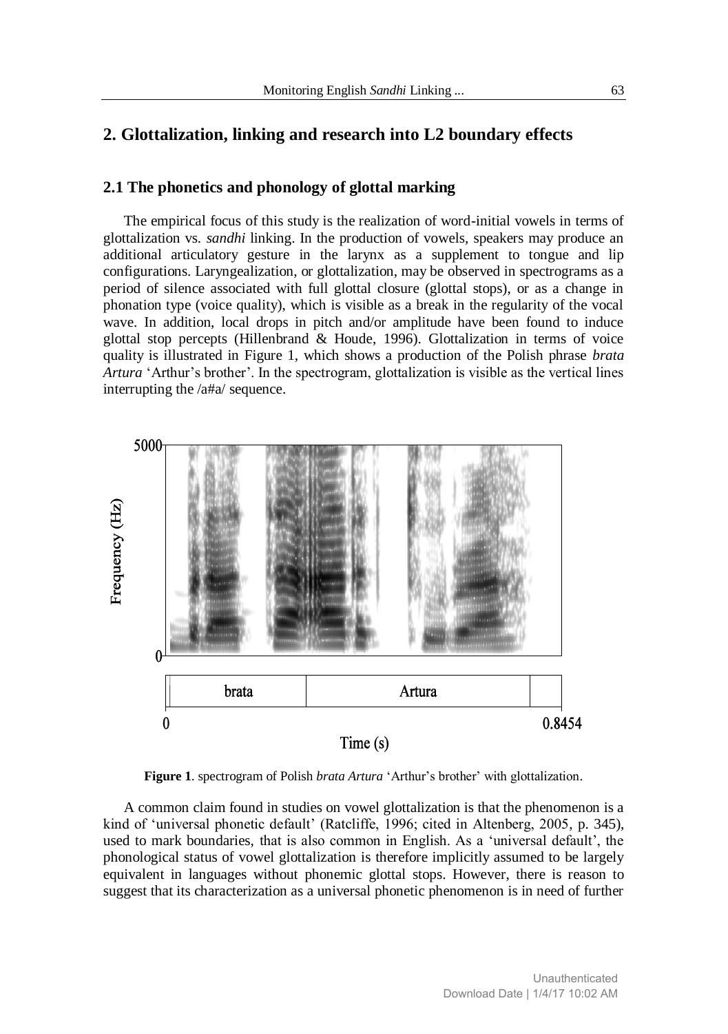## 2. Glottalization, linking and research into L2 boundary effects

### 2.1 The phonetics and phonology of glottal marking

The empirical focus of this study is the realization of word-initial vowels in terms of glottalization vs. *sandhi* linking. In the production of vowels, speakers may produce an additional articulatory gesture in the larynx as a supplement to tongue and lip configurations. Laryngealization, or glottalization, may be observed in spectrograms as a period of silence associated with full glottal closure (glottal stops), or as a change in phonation type (voice quality), which is visible as a break in the regularity of the vocal wave. In addition, local drops in pitch and/or amplitude have been found to induce glottal stop percepts (Hillenbrand & Houde, 1996). Glottalization in terms of voice quality is illustrated in Figure 1, which shows a production of the Polish phrase *brata Artura* 'Arthur's brother'. In the spectrogram, glottalization is visible as the vertical lines interrupting the /a#a/ sequence.

**Figure 1**. spectrogram of Polish *brata Artura* 'Arthur's brother' with glottalization.

A common claim found in studies on vowel glottalization is that the phenomenon is a kind of 'universal phonetic default' (Ratcliffe, 1996; cited in Altenberg, 2005, p. 345), used to mark boundaries, that is also common in English. As a 'universal default', the phonological status of vowel glottalization is therefore implicitly assumed to be largely equivalent in languages without phonemic glottal stops. However, there is reason to suggest that its characterization as a universal phonetic phenomenon is in need of further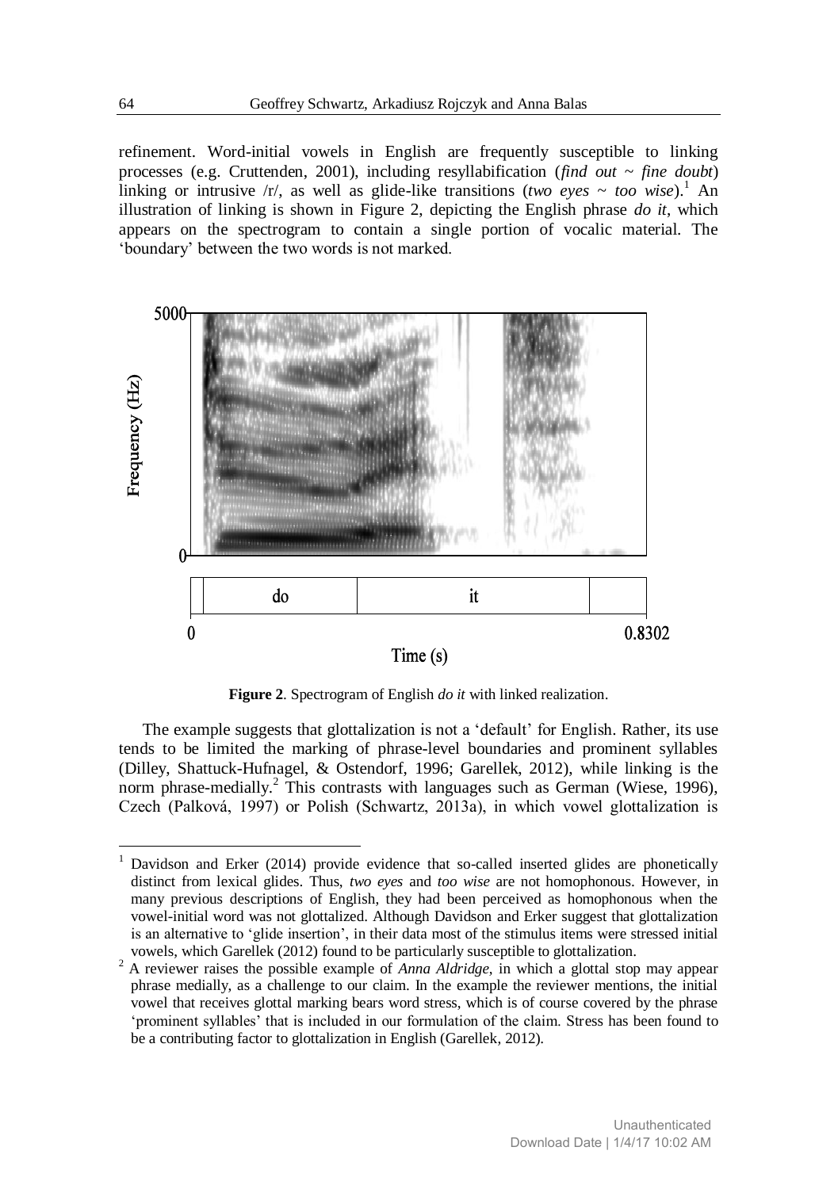refinement. Word-initial vowels in English are frequently susceptible to linking processes (e.g. Cruttenden, 2001), including resyllabification (*find out* ~ *fine doubt*) linking or intrusive /r/, as well as glide-like transitions (*two eyes* ~ *too wise*).[1] An illustration of linking is shown in Figure 2, depicting the English phrase *do it*, which appears on the spectrogram to contain a single portion of vocalic material. The 'boundary' between the two words is not marked.

**Figure 2**. Spectrogram of English *do it* with linked realization.

The example suggests that glottalization is not a 'default' for English. Rather, its use tends to be limited the marking of phrase-level boundaries and prominent syllables (Dilley, Shattuck-Hufnagel, & Ostendorf, 1996; Garellek, 2012), while linking is the norm phrase-medially.[2] This contrasts with languages such as German (Wiese, 1996), Czech (Palková, 1997) or Polish (Schwartz, 2013a), in which vowel glottalization is

---

[1] Davidson and Erker (2014) provide evidence that so-called inserted glides are phonetically distinct from lexical glides. Thus, *two eyes* and *too wise* are not homophonous. However, in many previous descriptions of English, they had been perceived as homophonous when the vowel-initial word was not glottalized. Although Davidson and Erker suggest that glottalization is an alternative to 'glide insertion', in their data most of the stimulus items were stressed initial vowels, which Garellek (2012) found to be particularly susceptible to glottalization.

[2] A reviewer raises the possible example of *Anna Aldridge*, in which a glottal stop may appear phrase medially, as a challenge to our claim. In the example the reviewer mentions, the initial vowel that receives glottal marking bears word stress, which is of course covered by the phrase 'prominent syllables' that is included in our formulation of the claim. Stress has been found to be a contributing factor to glottalization in English (Garellek, 2012).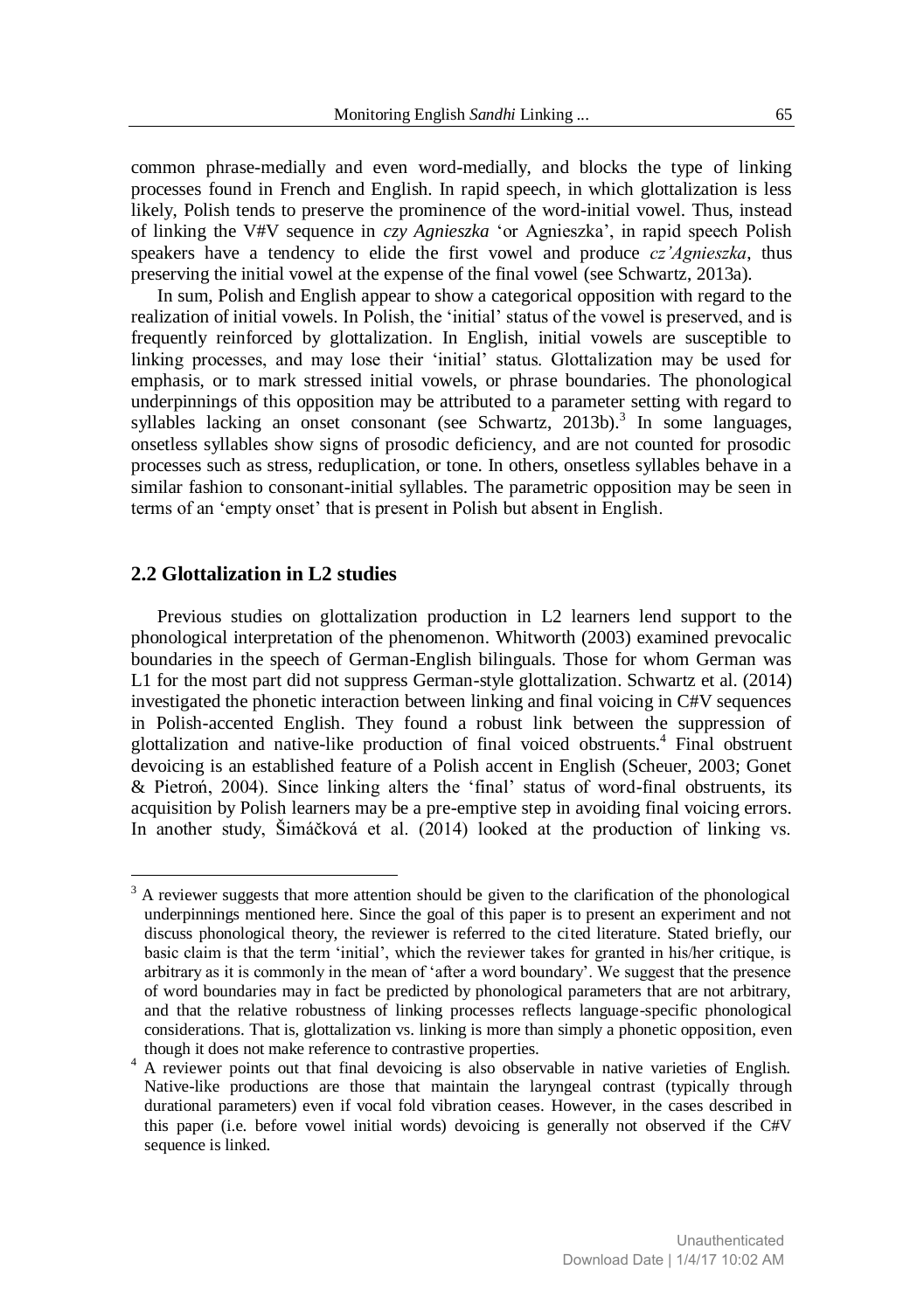common phrase-medially and even word-medially, and blocks the type of linking processes found in French and English. In rapid speech, in which glottalization is less likely, Polish tends to preserve the prominence of the word-initial vowel. Thus, instead of linking the V#V sequence in *czy Agnieszka* 'or Agnieszka', in rapid speech Polish speakers have a tendency to elide the first vowel and produce *cz'Agnieszka*, thus preserving the initial vowel at the expense of the final vowel (see Schwartz, 2013a).

In sum, Polish and English appear to show a categorical opposition with regard to the realization of initial vowels. In Polish, the 'initial' status of the vowel is preserved, and is frequently reinforced by glottalization. In English, initial vowels are susceptible to linking processes, and may lose their 'initial' status. Glottalization may be used for emphasis, or to mark stressed initial vowels, or phrase boundaries. The phonological underpinnings of this opposition may be attributed to a parameter setting with regard to syllables lacking an onset consonant (see Schwartz, 2013b).[3] In some languages, onsetless syllables show signs of prosodic deficiency, and are not counted for prosodic processes such as stress, reduplication, or tone. In others, onsetless syllables behave in a similar fashion to consonant-initial syllables. The parametric opposition may be seen in terms of an 'empty onset' that is present in Polish but absent in English.

## 2.2 Glottalization in L2 studies

Previous studies on glottalization production in L2 learners lend support to the phonological interpretation of the phenomenon. Whitworth (2003) examined prevocalic boundaries in the speech of German-English bilinguals. Those for whom German was L1 for the most part did not suppress German-style glottalization. Schwartz et al. (2014) investigated the phonetic interaction between linking and final voicing in C#V sequences in Polish-accented English. They found a robust link between the suppression of glottalization and native-like production of final voiced obstruents.[4] Final obstruent devoicing is an established feature of a Polish accent in English (Scheuer, 2003; Gonet & Pietroń, 2004). Since linking alters the 'final' status of word-final obstruents, its acquisition by Polish learners may be a pre-emptive step in avoiding final voicing errors. In another study, Šimáčková et al. (2014) looked at the production of linking vs.

---

[3] A reviewer suggests that more attention should be given to the clarification of the phonological underpinnings mentioned here. Since the goal of this paper is to present an experiment and not discuss phonological theory, the reviewer is referred to the cited literature. Stated briefly, our basic claim is that the term 'initial', which the reviewer takes for granted in his/her critique, is arbitrary as it is commonly in the mean of 'after a word boundary'. We suggest that the presence of word boundaries may in fact be predicted by phonological parameters that are not arbitrary, and that the relative robustness of linking processes reflects language-specific phonological considerations. That is, glottalization vs. linking is more than simply a phonetic opposition, even though it does not make reference to contrastive properties.

[4] A reviewer points out that final devoicing is also observable in native varieties of English. Native-like productions are those that maintain the laryngeal contrast (typically through durational parameters) even if vocal fold vibration ceases. However, in the cases described in this paper (i.e. before vowel initial words) devoicing is generally not observed if the C#V sequence is linked.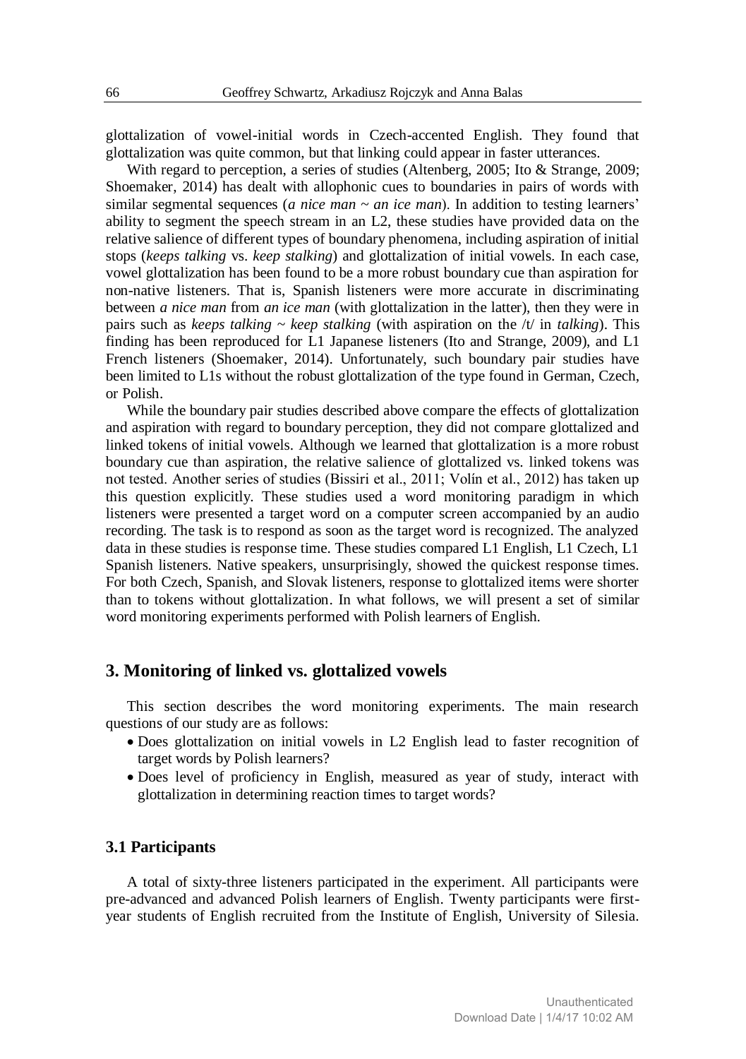glottalization of vowel-initial words in Czech-accented English. They found that glottalization was quite common, but that linking could appear in faster utterances.

With regard to perception, a series of studies (Altenberg, 2005; Ito & Strange, 2009; Shoemaker, 2014) has dealt with allophonic cues to boundaries in pairs of words with similar segmental sequences (*a nice man* ~ *an ice man*). In addition to testing learners' ability to segment the speech stream in an L2, these studies have provided data on the relative salience of different types of boundary phenomena, including aspiration of initial stops (*keeps talking* vs. *keep stalking*) and glottalization of initial vowels. In each case, vowel glottalization has been found to be a more robust boundary cue than aspiration for non-native listeners. That is, Spanish listeners were more accurate in discriminating between *a nice man* from *an ice man* (with glottalization in the latter), then they were in pairs such as *keeps talking* ~ *keep stalking* (with aspiration on the /t/ in *talking*). This finding has been reproduced for L1 Japanese listeners (Ito and Strange, 2009), and L1 French listeners (Shoemaker, 2014). Unfortunately, such boundary pair studies have been limited to L1s without the robust glottalization of the type found in German, Czech, or Polish.

While the boundary pair studies described above compare the effects of glottalization and aspiration with regard to boundary perception, they did not compare glottalized and linked tokens of initial vowels. Although we learned that glottalization is a more robust boundary cue than aspiration, the relative salience of glottalized vs. linked tokens was not tested. Another series of studies (Bissiri et al., 2011; Volín et al., 2012) has taken up this question explicitly. These studies used a word monitoring paradigm in which listeners were presented a target word on a computer screen accompanied by an audio recording. The task is to respond as soon as the target word is recognized. The analyzed data in these studies is response time. These studies compared L1 English, L1 Czech, L1 Spanish listeners. Native speakers, unsurprisingly, showed the quickest response times. For both Czech, Spanish, and Slovak listeners, response to glottalized items were shorter than to tokens without glottalization. In what follows, we will present a set of similar word monitoring experiments performed with Polish learners of English.

## 3. Monitoring of linked vs. glottalized vowels

This section describes the word monitoring experiments. The main research questions of our study are as follows:

- Does glottalization on initial vowels in L2 English lead to faster recognition of target words by Polish learners?
- Does level of proficiency in English, measured as year of study, interact with glottalization in determining reaction times to target words?

### 3.1 Participants

A total of sixty-three listeners participated in the experiment. All participants were pre-advanced and advanced Polish learners of English. Twenty participants were first-year students of English recruited from the Institute of English, University of Silesia.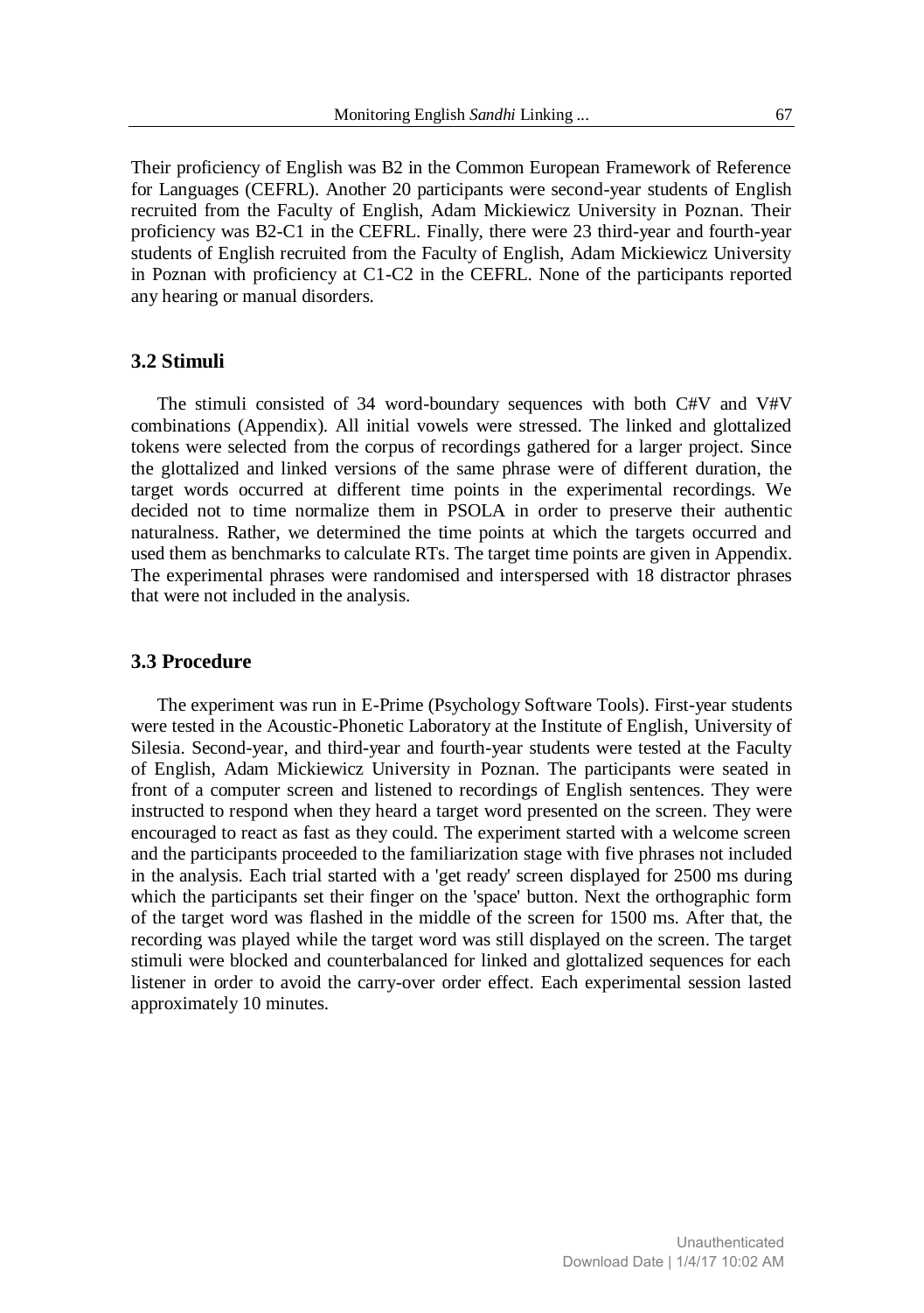Their proficiency of English was B2 in the Common European Framework of Reference for Languages (CEFRL). Another 20 participants were second-year students of English recruited from the Faculty of English, Adam Mickiewicz University in Poznan. Their proficiency was B2-C1 in the CEFRL. Finally, there were 23 third-year and fourth-year students of English recruited from the Faculty of English, Adam Mickiewicz University in Poznan with proficiency at C1-C2 in the CEFRL. None of the participants reported any hearing or manual disorders.

### 3.2 Stimuli

The stimuli consisted of 34 word-boundary sequences with both C#V and V#V combinations (Appendix). All initial vowels were stressed. The linked and glottalized tokens were selected from the corpus of recordings gathered for a larger project. Since the glottalized and linked versions of the same phrase were of different duration, the target words occurred at different time points in the experimental recordings. We decided not to time normalize them in PSOLA in order to preserve their authentic naturalness. Rather, we determined the time points at which the targets occurred and used them as benchmarks to calculate RTs. The target time points are given in Appendix. The experimental phrases were randomised and interspersed with 18 distractor phrases that were not included in the analysis.

### 3.3 Procedure

The experiment was run in E-Prime (Psychology Software Tools). First-year students were tested in the Acoustic-Phonetic Laboratory at the Institute of English, University of Silesia. Second-year, and third-year and fourth-year students were tested at the Faculty of English, Adam Mickiewicz University in Poznan. The participants were seated in front of a computer screen and listened to recordings of English sentences. They were instructed to respond when they heard a target word presented on the screen. They were encouraged to react as fast as they could. The experiment started with a welcome screen and the participants proceeded to the familiarization stage with five phrases not included in the analysis. Each trial started with a 'get ready' screen displayed for 2500 ms during which the participants set their finger on the 'space' button. Next the orthographic form of the target word was flashed in the middle of the screen for 1500 ms. After that, the recording was played while the target word was still displayed on the screen. The target stimuli were blocked and counterbalanced for linked and glottalized sequences for each listener in order to avoid the carry-over order effect. Each experimental session lasted approximately 10 minutes.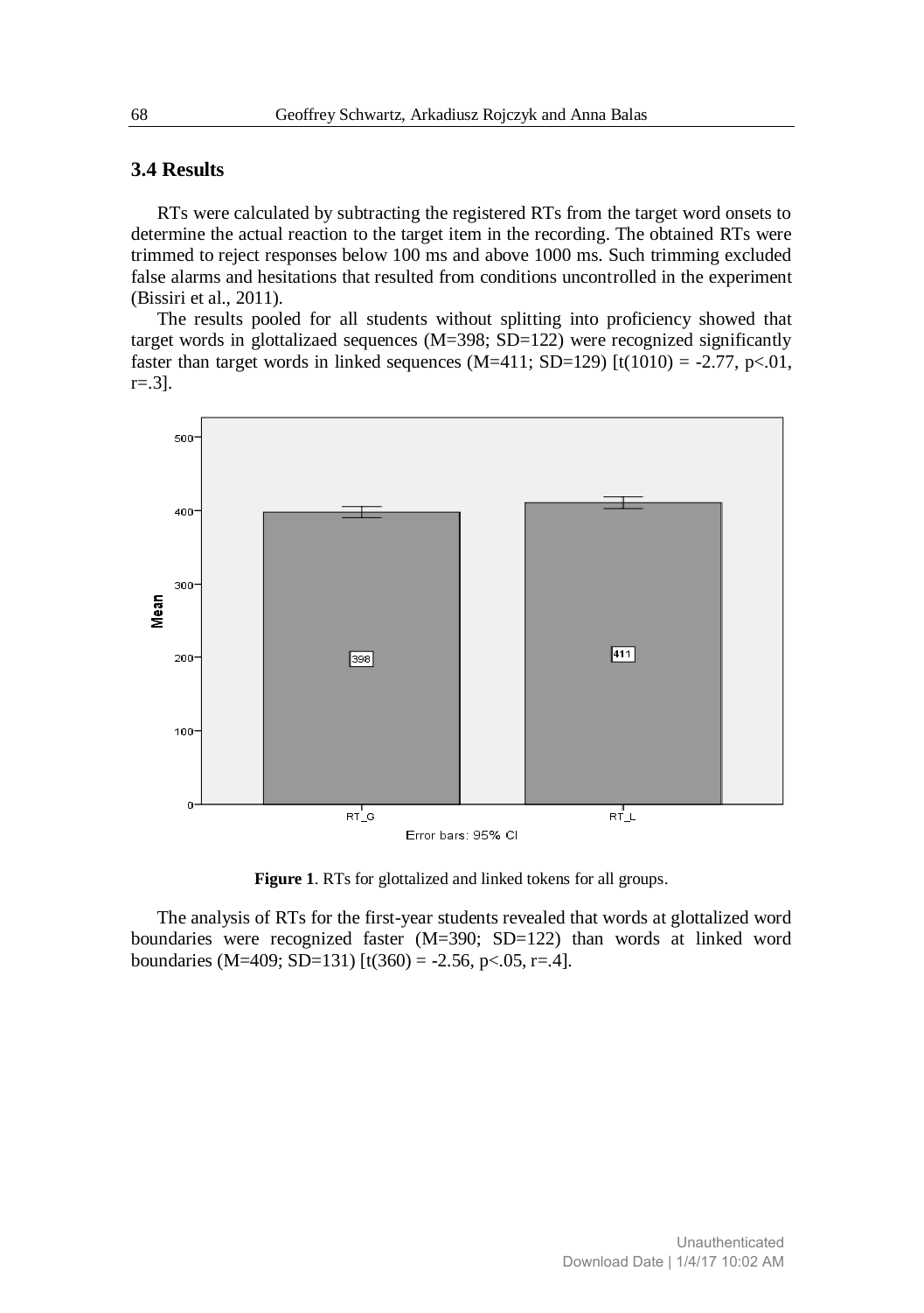### 3.4 Results

RTs were calculated by subtracting the registered RTs from the target word onsets to determine the actual reaction to the target item in the recording. The obtained RTs were trimmed to reject responses below 100 ms and above 1000 ms. Such trimming excluded false alarms and hesitations that resulted from conditions uncontrolled in the experiment (Bissiri et al., 2011).

The results pooled for all students without splitting into proficiency showed that target words in glottalizaed sequences (M=398; SD=122) were recognized significantly faster than target words in linked sequences (M=411; SD=129) [$t(1010) = -2.77$, $p<.01$, $r=.3$].

**Figure 1**. RTs for glottalized and linked tokens for all groups.

The analysis of RTs for the first-year students revealed that words at glottalized word boundaries were recognized faster (M=390; SD=122) than words at linked word boundaries (M=409; SD=131) [$t(360) = -2.56$, $p<.05$, $r=.4$].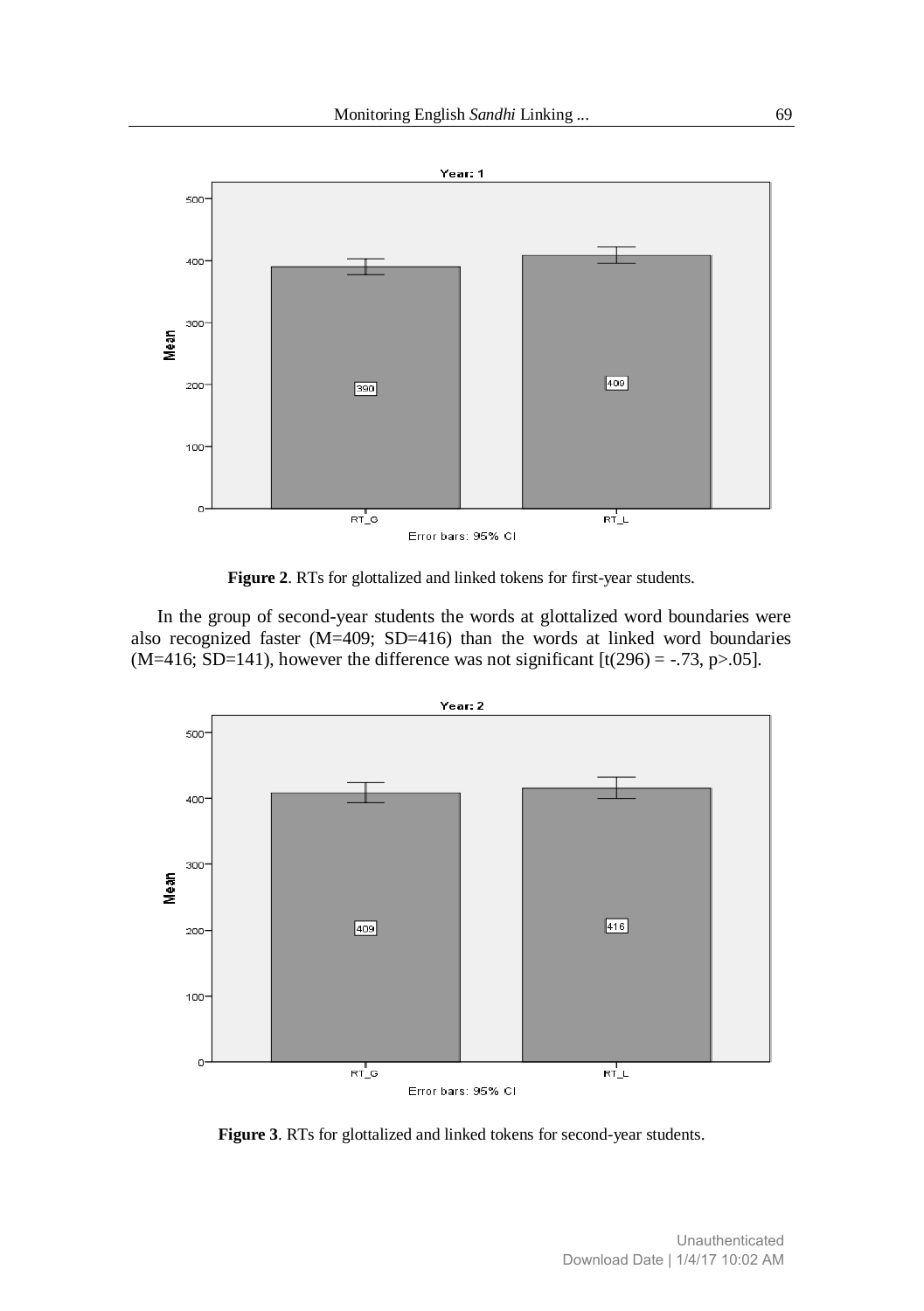**Figure 2**. RTs for glottalized and linked tokens for first-year students.

In the group of second-year students the words at glottalized word boundaries were also recognized faster (M=409; SD=416) than the words at linked word boundaries (M=416; SD=141), however the difference was not significant [t(296) = -.73, p>.05].

**Figure 3**. RTs for glottalized and linked tokens for second-year students.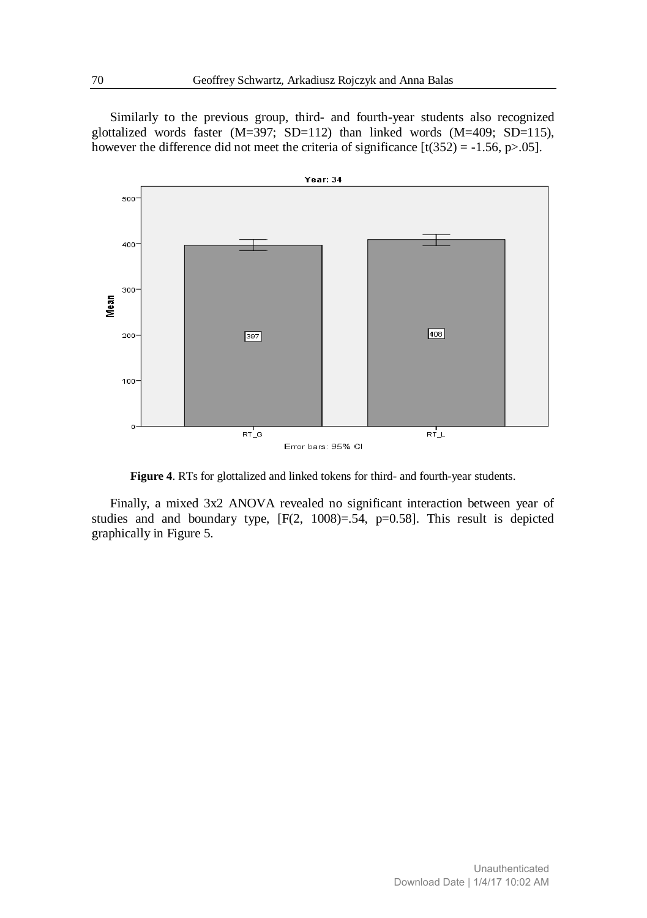Similarly to the previous group, third- and fourth-year students also recognized glottalized words faster (M=397; SD=112) than linked words (M=409; SD=115), however the difference did not meet the criteria of significance [$t(352) = -1.56$, $p>.05$].

**Figure 4**. RTs for glottalized and linked tokens for third- and fourth-year students.

Finally, a mixed 3x2 ANOVA revealed no significant interaction between year of studies and and boundary type, [$F(2, 1008)=.54$, $p=0.58$]. This result is depicted graphically in Figure 5.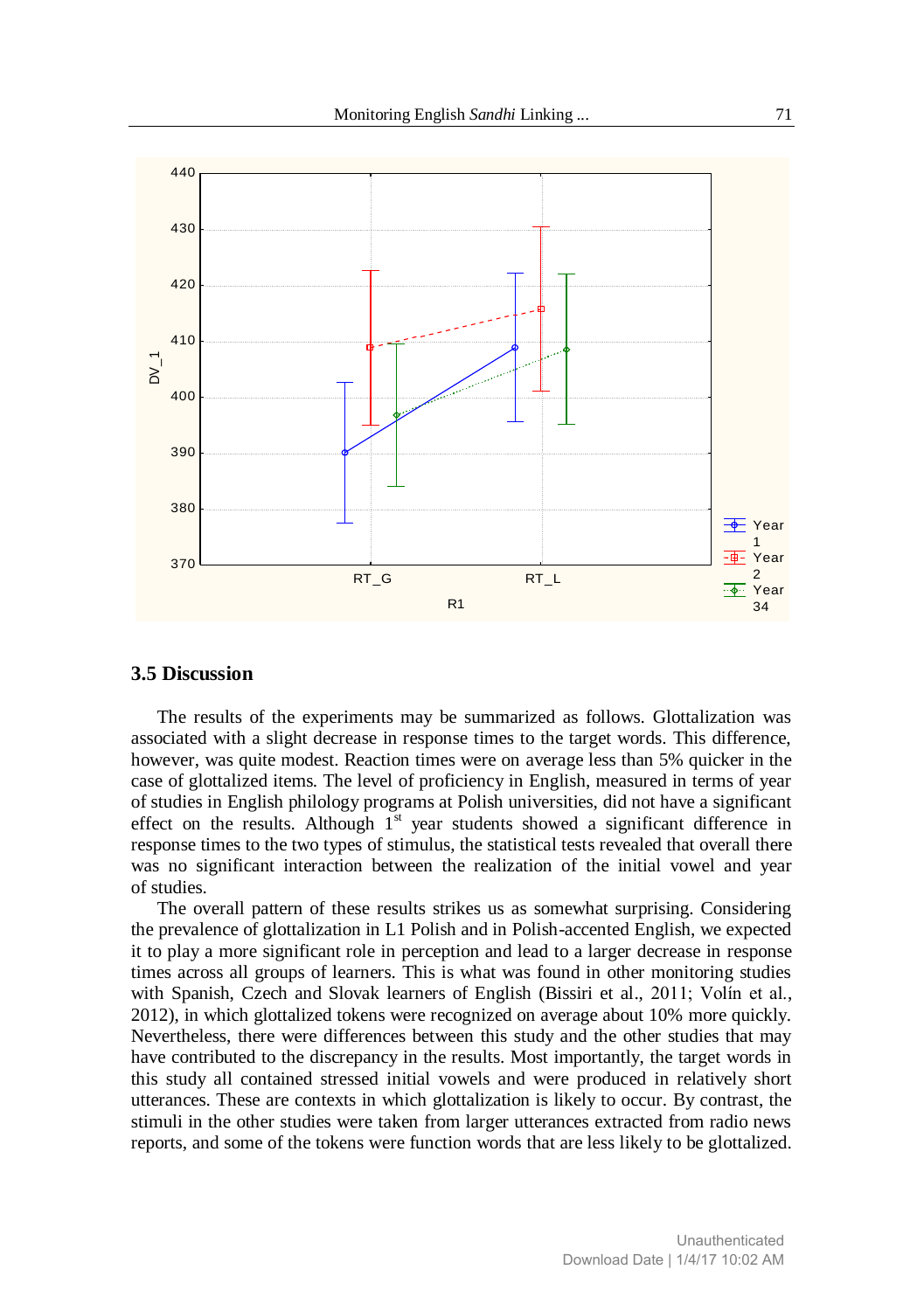## 3.5 Discussion

The results of the experiments may be summarized as follows. Glottalization was associated with a slight decrease in response times to the target words. This difference, however, was quite modest. Reaction times were on average less than 5% quicker in the case of glottalized items. The level of proficiency in English, measured in terms of year of studies in English philology programs at Polish universities, did not have a significant effect on the results. Although 1st year students showed a significant difference in response times to the two types of stimulus, the statistical tests revealed that overall there was no significant interaction between the realization of the initial vowel and year of studies.

The overall pattern of these results strikes us as somewhat surprising. Considering the prevalence of glottalization in L1 Polish and in Polish-accented English, we expected it to play a more significant role in perception and lead to a larger decrease in response times across all groups of learners. This is what was found in other monitoring studies with Spanish, Czech and Slovak learners of English (Bissiri et al., 2011; Volín et al., 2012), in which glottalized tokens were recognized on average about 10% more quickly. Nevertheless, there were differences between this study and the other studies that may have contributed to the discrepancy in the results. Most importantly, the target words in this study all contained stressed initial vowels and were produced in relatively short utterances. These are contexts in which glottalization is likely to occur. By contrast, the stimuli in the other studies were taken from larger utterances extracted from radio news reports, and some of the tokens were function words that are less likely to be glottalized.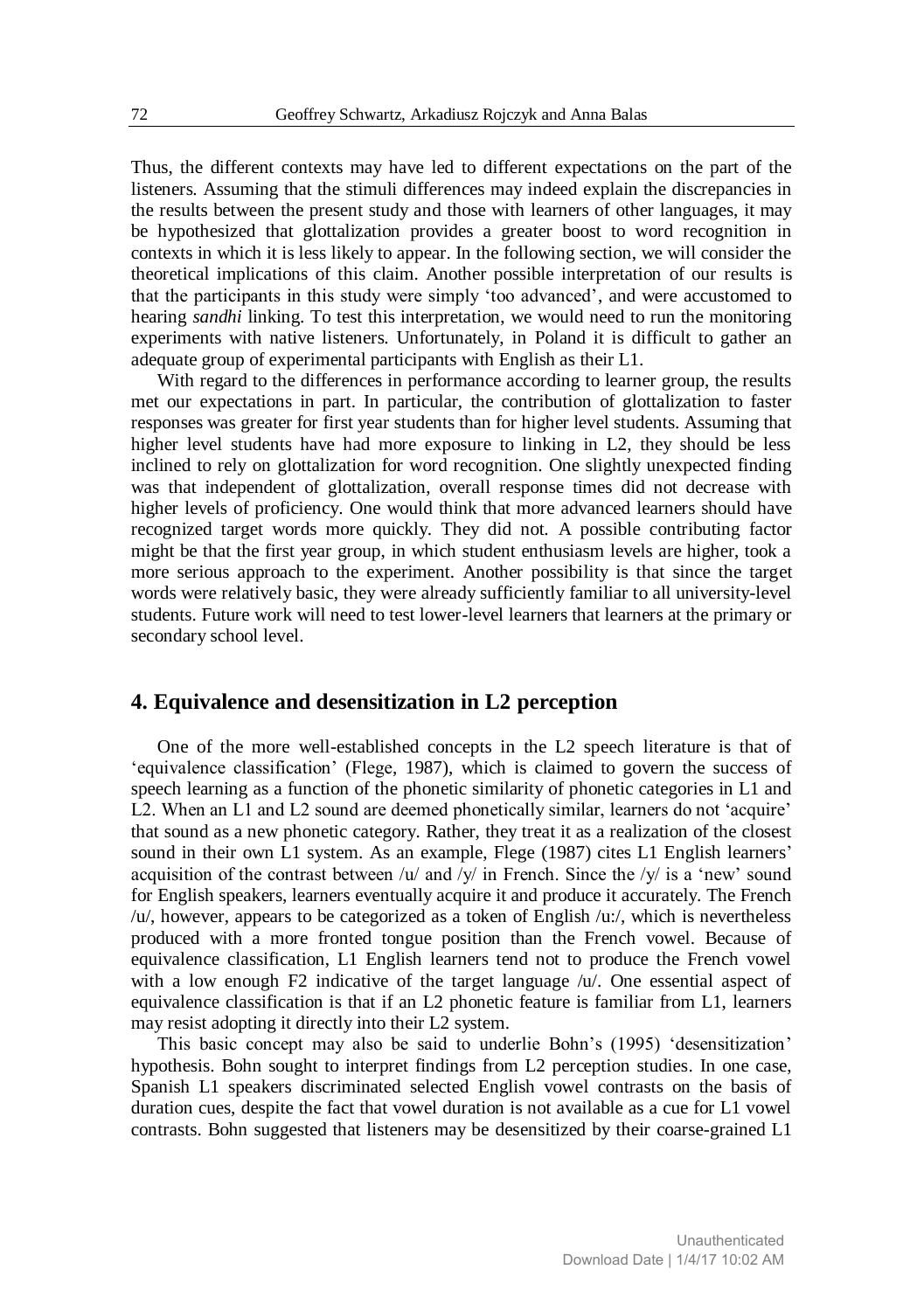Thus, the different contexts may have led to different expectations on the part of the listeners. Assuming that the stimuli differences may indeed explain the discrepancies in the results between the present study and those with learners of other languages, it may be hypothesized that glottalization provides a greater boost to word recognition in contexts in which it is less likely to appear. In the following section, we will consider the theoretical implications of this claim. Another possible interpretation of our results is that the participants in this study were simply 'too advanced', and were accustomed to hearing *sandhi* linking. To test this interpretation, we would need to run the monitoring experiments with native listeners. Unfortunately, in Poland it is difficult to gather an adequate group of experimental participants with English as their L1.

With regard to the differences in performance according to learner group, the results met our expectations in part. In particular, the contribution of glottalization to faster responses was greater for first year students than for higher level students. Assuming that higher level students have had more exposure to linking in L2, they should be less inclined to rely on glottalization for word recognition. One slightly unexpected finding was that independent of glottalization, overall response times did not decrease with higher levels of proficiency. One would think that more advanced learners should have recognized target words more quickly. They did not. A possible contributing factor might be that the first year group, in which student enthusiasm levels are higher, took a more serious approach to the experiment. Another possibility is that since the target words were relatively basic, they were already sufficiently familiar to all university-level students. Future work will need to test lower-level learners that learners at the primary or secondary school level.

## 4. Equivalence and desensitization in L2 perception

One of the more well-established concepts in the L2 speech literature is that of 'equivalence classification' (Flege, 1987), which is claimed to govern the success of speech learning as a function of the phonetic similarity of phonetic categories in L1 and L2. When an L1 and L2 sound are deemed phonetically similar, learners do not 'acquire' that sound as a new phonetic category. Rather, they treat it as a realization of the closest sound in their own L1 system. As an example, Flege (1987) cites L1 English learners' acquisition of the contrast between /u/ and /y/ in French. Since the /y/ is a 'new' sound for English speakers, learners eventually acquire it and produce it accurately. The French /u/, however, appears to be categorized as a token of English /u:/, which is nevertheless produced with a more fronted tongue position than the French vowel. Because of equivalence classification, L1 English learners tend not to produce the French vowel with a low enough F2 indicative of the target language /u/. One essential aspect of equivalence classification is that if an L2 phonetic feature is familiar from L1, learners may resist adopting it directly into their L2 system.

This basic concept may also be said to underlie Bohn's (1995) 'desensitization' hypothesis. Bohn sought to interpret findings from L2 perception studies. In one case, Spanish L1 speakers discriminated selected English vowel contrasts on the basis of duration cues, despite the fact that vowel duration is not available as a cue for L1 vowel contrasts. Bohn suggested that listeners may be desensitized by their coarse-grained L1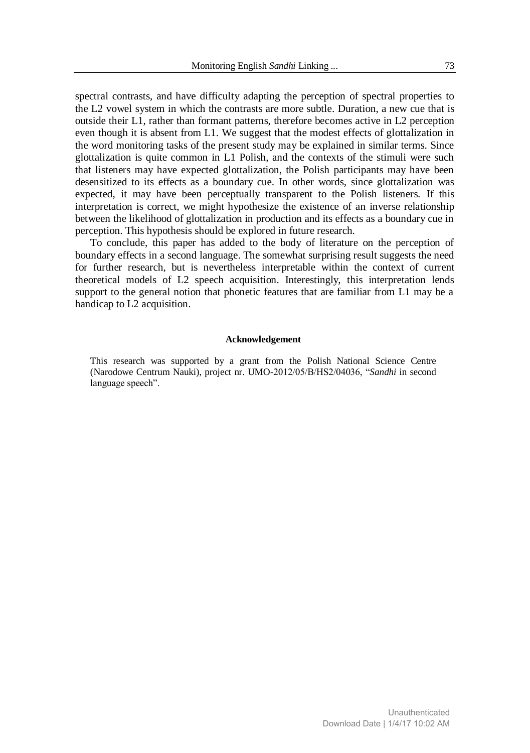spectral contrasts, and have difficulty adapting the perception of spectral properties to the L2 vowel system in which the contrasts are more subtle. Duration, a new cue that is outside their L1, rather than formant patterns, therefore becomes active in L2 perception even though it is absent from L1. We suggest that the modest effects of glottalization in the word monitoring tasks of the present study may be explained in similar terms. Since glottalization is quite common in L1 Polish, and the contexts of the stimuli were such that listeners may have expected glottalization, the Polish participants may have been desensitized to its effects as a boundary cue. In other words, since glottalization was expected, it may have been perceptually transparent to the Polish listeners. If this interpretation is correct, we might hypothesize the existence of an inverse relationship between the likelihood of glottalization in production and its effects as a boundary cue in perception. This hypothesis should be explored in future research.

To conclude, this paper has added to the body of literature on the perception of boundary effects in a second language. The somewhat surprising result suggests the need for further research, but is nevertheless interpretable within the context of current theoretical models of L2 speech acquisition. Interestingly, this interpretation lends support to the general notion that phonetic features that are familiar from L1 may be a handicap to L2 acquisition.

**Acknowledgement**

This research was supported by a grant from the Polish National Science Centre (Narodowe Centrum Nauki), project nr. UMO-2012/05/B/HS2/04036, "*Sandhi* in second language speech".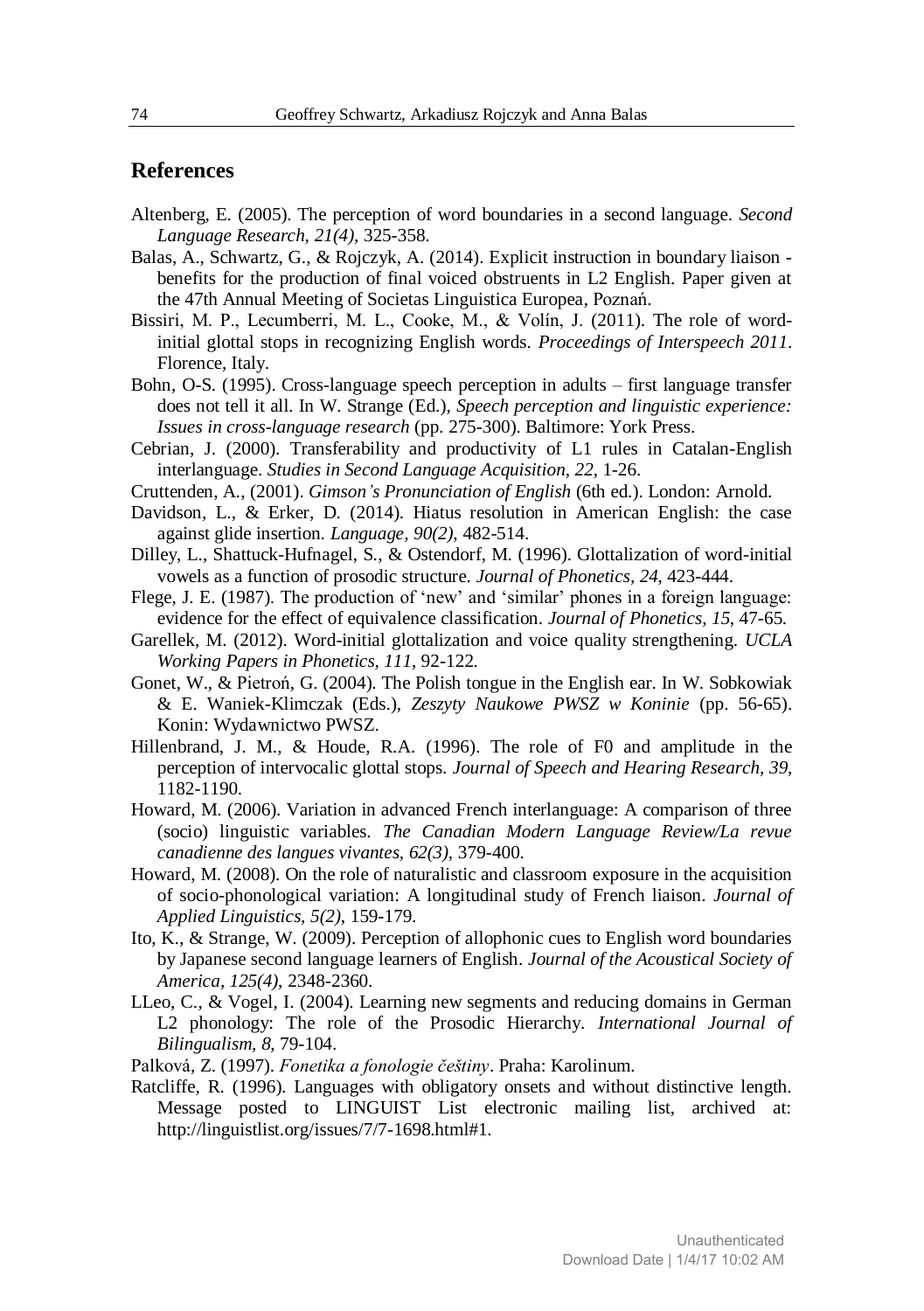## References

Altenberg, E. (2005). The perception of word boundaries in a second language. *Second Language Research, 21(4)*, 325-358.

Balas, A., Schwartz, G., & Rojczyk, A. (2014). Explicit instruction in boundary liaison - benefits for the production of final voiced obstruents in L2 English. Paper given at the 47th Annual Meeting of Societas Linguistica Europea, Poznań.

Bissiri, M. P., Lecumberri, M. L., Cooke, M., & Volín, J. (2011). The role of word-initial glottal stops in recognizing English words. *Proceedings of Interspeech 2011*. Florence, Italy.

Bohn, O-S. (1995). Cross-language speech perception in adults – first language transfer does not tell it all. In W. Strange (Ed.), *Speech perception and linguistic experience: Issues in cross-language research* (pp. 275-300). Baltimore: York Press.

Cebrian, J. (2000). Transferability and productivity of L1 rules in Catalan-English interlanguage. *Studies in Second Language Acquisition, 22*, 1-26.

Cruttenden, A., (2001). *Gimson's Pronunciation of English* (6th ed.). London: Arnold.

Davidson, L., & Erker, D. (2014). Hiatus resolution in American English: the case against glide insertion. *Language, 90(2)*, 482-514.

Dilley, L., Shattuck-Hufnagel, S., & Ostendorf, M. (1996). Glottalization of word-initial vowels as a function of prosodic structure. *Journal of Phonetics, 24*, 423-444.

Flege, J. E. (1987). The production of 'new' and 'similar' phones in a foreign language: evidence for the effect of equivalence classification. *Journal of Phonetics, 15*, 47-65.

Garellek, M. (2012). Word-initial glottalization and voice quality strengthening. *UCLA Working Papers in Phonetics, 111*, 92-122.

Gonet, W., & Pietroń, G. (2004). The Polish tongue in the English ear. In W. Sobkowiak & E. Waniek-Klimczak (Eds.), *Zeszyty Naukowe PWSZ w Koninie* (pp. 56-65). Konin: Wydawnictwo PWSZ.

Hillenbrand, J. M., & Houde, R.A. (1996). The role of F0 and amplitude in the perception of intervocalic glottal stops. *Journal of Speech and Hearing Research, 39*, 1182-1190.

Howard, M. (2006). Variation in advanced French interlanguage: A comparison of three (socio) linguistic variables. *The Canadian Modern Language Review/La revue canadienne des langues vivantes, 62(3)*, 379-400.

Howard, M. (2008). On the role of naturalistic and classroom exposure in the acquisition of socio-phonological variation: A longitudinal study of French liaison. *Journal of Applied Linguistics, 5(2)*, 159-179.

Ito, K., & Strange, W. (2009). Perception of allophonic cues to English word boundaries by Japanese second language learners of English. *Journal of the Acoustical Society of America, 125(4)*, 2348-2360.

LLeo, C., & Vogel, I. (2004). Learning new segments and reducing domains in German L2 phonology: The role of the Prosodic Hierarchy. *International Journal of Bilingualism, 8*, 79-104.

Palková, Z. (1997). *Fonetika a fonologie češtiny*. Praha: Karolinum.

Ratcliffe, R. (1996). Languages with obligatory onsets and without distinctive length. Message posted to LINGUIST List electronic mailing list, archived at: http://linguistlist.org/issues/7/7-1698.html#1.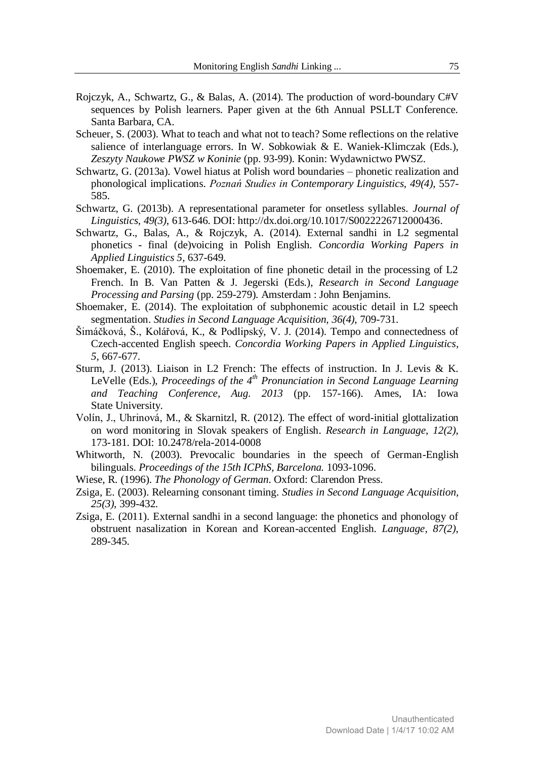Rojczyk, A., Schwartz, G., & Balas, A. (2014). The production of word-boundary C#V sequences by Polish learners. Paper given at the 6th Annual PSLLT Conference. Santa Barbara, CA.

Scheuer, S. (2003). What to teach and what not to teach? Some reflections on the relative salience of interlanguage errors. In W. Sobkowiak & E. Waniek-Klimczak (Eds.), *Zeszyty Naukowe PWSZ w Koninie* (pp. 93-99). Konin: Wydawnictwo PWSZ.

Schwartz, G. (2013a). Vowel hiatus at Polish word boundaries – phonetic realization and phonological implications. *Poznań Studies in Contemporary Linguistics, 49(4)*, 557-585.

Schwartz, G. (2013b). A representational parameter for onsetless syllables. *Journal of Linguistics, 49(3)*, 613-646. DOI: http://dx.doi.org/10.1017/S0022226712000436.

Schwartz, G., Balas, A., & Rojczyk, A. (2014). External sandhi in L2 segmental phonetics - final (de)voicing in Polish English. *Concordia Working Papers in Applied Linguistics 5*, 637-649.

Shoemaker, E. (2010). The exploitation of fine phonetic detail in the processing of L2 French. In B. Van Patten & J. Jegerski (Eds.), *Research in Second Language Processing and Parsing* (pp. 259-279). Amsterdam : John Benjamins.

Shoemaker, E. (2014). The exploitation of subphonemic acoustic detail in L2 speech segmentation. *Studies in Second Language Acquisition, 36(4)*, 709-731.

Šimáčková, Š., Kolářová, K., & Podlipský, V. J. (2014). Tempo and connectedness of Czech-accented English speech. *Concordia Working Papers in Applied Linguistics, 5*, 667-677.

Sturm, J. (2013). Liaison in L2 French: The effects of instruction. In J. Levis & K. LeVelle (Eds.), *Proceedings of the 4th Pronunciation in Second Language Learning and Teaching Conference, Aug. 2013* (pp. 157-166). Ames, IA: Iowa State University.

Volín, J., Uhrinová, M., & Skarnitzl, R. (2012). The effect of word-initial glottalization on word monitoring in Slovak speakers of English. *Research in Language, 12(2)*, 173-181. DOI: 10.2478/rela-2014-0008

Whitworth, N. (2003). Prevocalic boundaries in the speech of German-English bilinguals. *Proceedings of the 15th ICPhS, Barcelona.* 1093-1096.

Wiese, R. (1996). *The Phonology of German*. Oxford: Clarendon Press.

Zsiga, E. (2003). Relearning consonant timing. *Studies in Second Language Acquisition, 25(3)*, 399-432.

Zsiga, E. (2011). External sandhi in a second language: the phonetics and phonology of obstruent nasalization in Korean and Korean-accented English. *Language, 87(2)*, 289-345.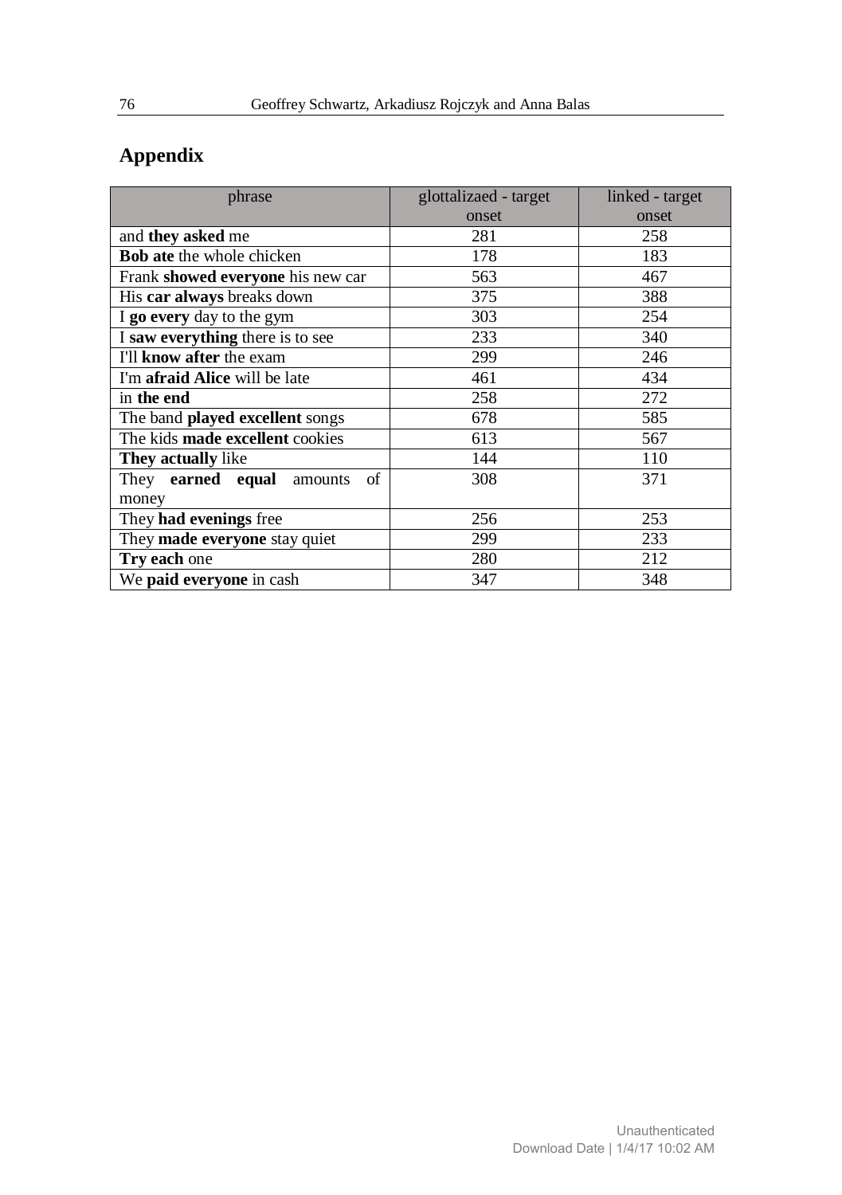## Appendix

| phrase | glottalizaed - target onset | linked - target onset |
|---|---|---|
| and **they asked** me | 281 | 258 |
| **Bob ate** the whole chicken | 178 | 183 |
| Frank **showed everyone** his new car | 563 | 467 |
| His **car always** breaks down | 375 | 388 |
| I **go every** day to the gym | 303 | 254 |
| I **saw everything** there is to see | 233 | 340 |
| I'll **know after** the exam | 299 | 246 |
| I'm **afraid Alice** will be late | 461 | 434 |
| in **the end** | 258 | 272 |
| The band **played excellent** songs | 678 | 585 |
| The kids **made excellent** cookies | 613 | 567 |
| **They actually** like | 144 | 110 |
| They **earned equal** amounts of money | 308 | 371 |
| They **had evenings** free | 256 | 253 |
| They **made everyone** stay quiet | 299 | 233 |
| **Try each** one | 280 | 212 |
| We **paid everyone** in cash | 347 | 348 |